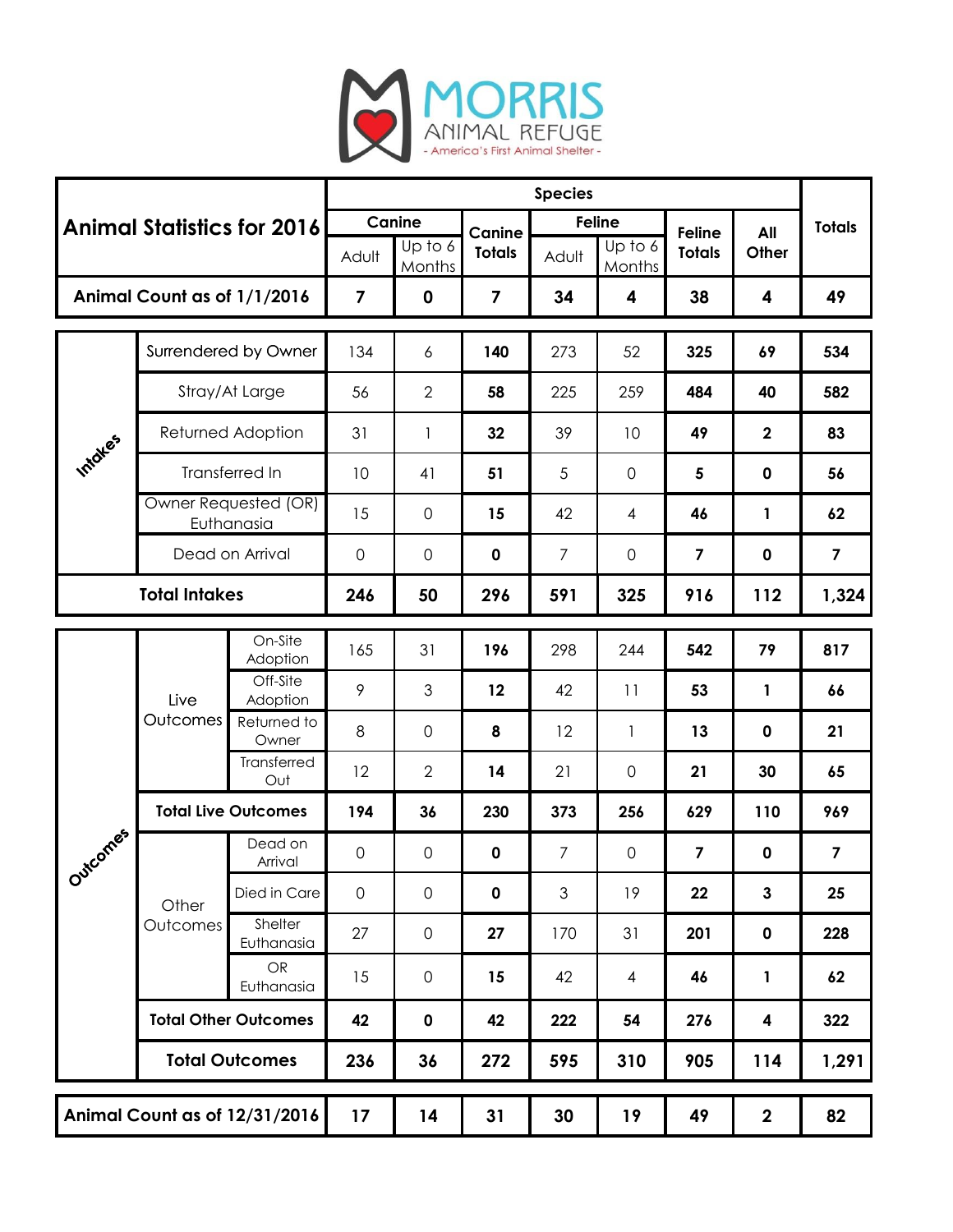# MORRIS ANIMAL REFUGE

- America's First Animal Shelter -

| Animal Statistics for 2016 | | | Canine Adult | Canine Up to 6 Months | Canine Totals | Feline Adult | Feline Up to 6 Months | Feline Totals | All Other | Totals |
|---|---|---|---|---|---|---|---|---|---|---|
| Animal Count as of 1/1/2016 | | | 7 | 0 | 7 | 34 | 4 | 38 | 4 | 49 |
| Intakes | Surrendered by Owner | | 134 | 6 | **140** | 273 | 52 | **325** | **69** | **534** |
| Intakes | Stray/At Large | | 56 | 2 | **58** | 225 | 259 | **484** | **40** | **582** |
| Intakes | Returned Adoption | | 31 | 1 | **32** | 39 | 10 | **49** | **2** | **83** |
| Intakes | Transferred In | | 10 | 41 | **51** | 5 | 0 | **5** | **0** | **56** |
| Intakes | Owner Requested (OR) Euthanasia | | 15 | 0 | **15** | 42 | 4 | **46** | **1** | **62** |
| Intakes | Dead on Arrival | | 0 | 0 | **0** | 7 | 0 | **7** | **0** | **7** |
| **Total Intakes** | | | **246** | **50** | **296** | **591** | **325** | **916** | **112** | **1,324** |
| Outcomes | Live Outcomes | On-Site Adoption | 165 | 31 | **196** | 298 | 244 | **542** | **79** | **817** |
| Outcomes | Live Outcomes | Off-Site Adoption | 9 | 3 | **12** | 42 | 11 | **53** | **1** | **66** |
| Outcomes | Live Outcomes | Returned to Owner | 8 | 0 | **8** | 12 | 1 | **13** | **0** | **21** |
| Outcomes | Live Outcomes | Transferred Out | 12 | 2 | **14** | 21 | 0 | **21** | **30** | **65** |
| Outcomes | **Total Live Outcomes** | | **194** | **36** | **230** | **373** | **256** | **629** | **110** | **969** |
| Outcomes | Other Outcomes | Dead on Arrival | 0 | 0 | **0** | 7 | 0 | **7** | **0** | **7** |
| Outcomes | Other Outcomes | Died in Care | 0 | 0 | **0** | 3 | 19 | **22** | **3** | **25** |
| Outcomes | Other Outcomes | Shelter Euthanasia | 27 | 0 | **27** | 170 | 31 | **201** | **0** | **228** |
| Outcomes | Other Outcomes | OR Euthanasia | 15 | 0 | **15** | 42 | 4 | **46** | **1** | **62** |
| Outcomes | **Total Other Outcomes** | | **42** | **0** | **42** | **222** | **54** | **276** | **4** | **322** |
| Outcomes | **Total Outcomes** | | **236** | **36** | **272** | **595** | **310** | **905** | **114** | **1,291** |
| **Animal Count as of 12/31/2016** | | | **17** | **14** | **31** | **30** | **19** | **49** | **2** | **82** |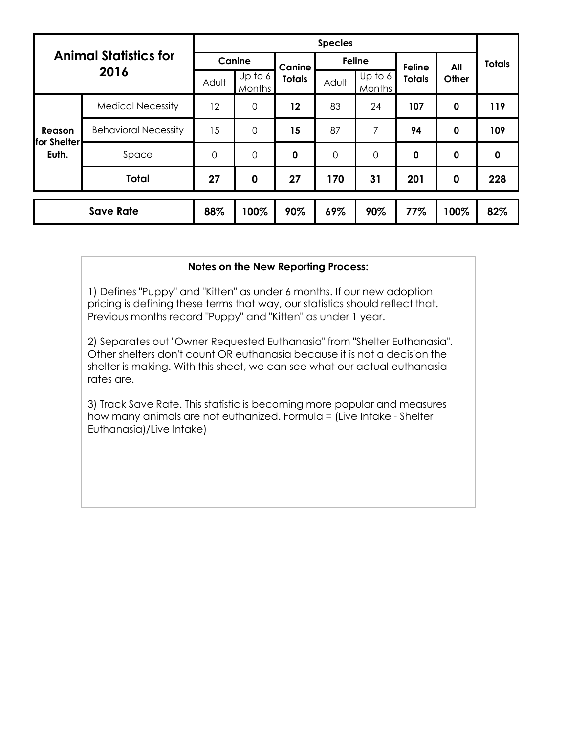| Animal Statistics for 2016 | | Species | | | | | | | Totals |
|---|---|---|---|---|---|---|---|---|---|
| | | Canine | | Canine Totals | Feline | | Feline Totals | All Other | |
| | | Adult | Up to 6 Months | | Adult | Up to 6 Months | | | |
| Reason for Shelter Euth. | Medical Necessity | 12 | 0 | **12** | 83 | 24 | **107** | **0** | **119** |
| | Behavioral Necessity | 15 | 0 | **15** | 87 | 7 | **94** | **0** | **109** |
| | Space | 0 | 0 | **0** | 0 | 0 | **0** | **0** | **0** |
| | **Total** | **27** | **0** | **27** | **170** | **31** | **201** | **0** | **228** |
| **Save Rate** | | **88%** | **100%** | **90%** | **69%** | **90%** | **77%** | **100%** | **82%** |

**Notes on the New Reporting Process:**

1) Defines "Puppy" and "Kitten" as under 6 months. If our new adoption pricing is defining these terms that way, our statistics should reflect that. Previous months record "Puppy" and "Kitten" as under 1 year.

2) Separates out "Owner Requested Euthanasia" from "Shelter Euthanasia". Other shelters don't count OR euthanasia because it is not a decision the shelter is making. With this sheet, we can see what our actual euthanasia rates are.

3) Track Save Rate. This statistic is becoming more popular and measures how many animals are not euthanized. Formula = (Live Intake - Shelter Euthanasia)/Live Intake)